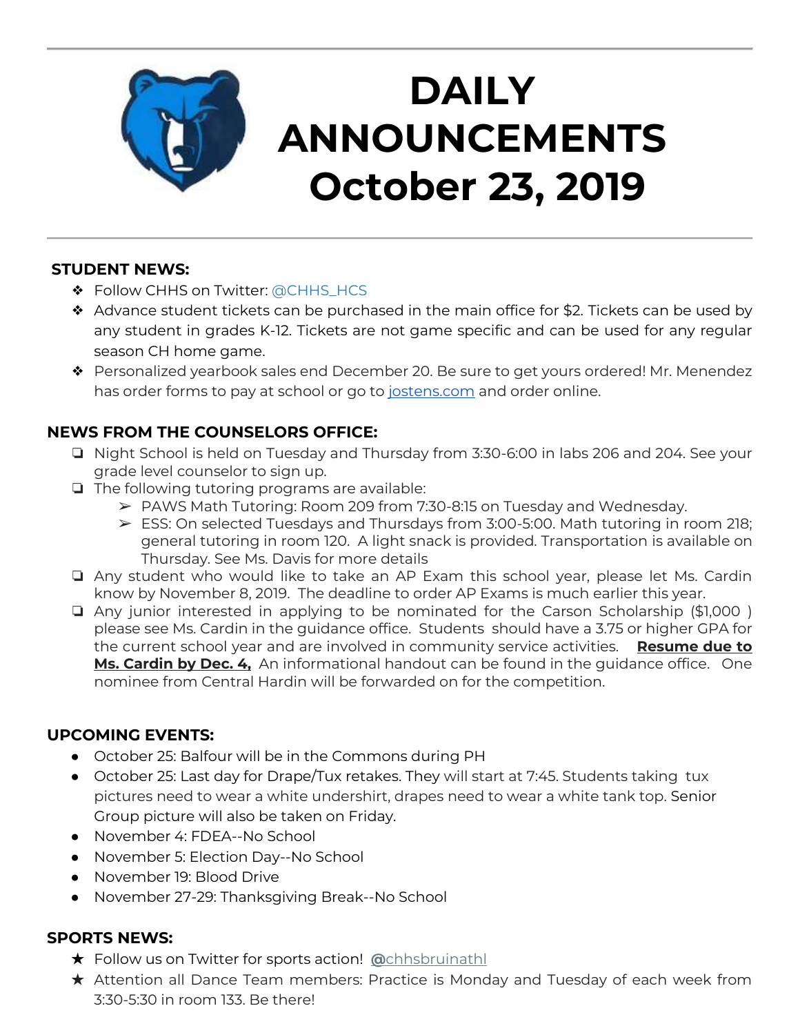# DAILY ANNOUNCEMENTS October 23, 2019

## STUDENT NEWS:

- Follow CHHS on Twitter: @CHHS_HCS
- Advance student tickets can be purchased in the main office for $2. Tickets can be used by any student in grades K-12. Tickets are not game specific and can be used for any regular season CH home game.
- Personalized yearbook sales end December 20. Be sure to get yours ordered! Mr. Menendez has order forms to pay at school or go to jostens.com and order online.

## NEWS FROM THE COUNSELORS OFFICE:

- Night School is held on Tuesday and Thursday from 3:30-6:00 in labs 206 and 204. See your grade level counselor to sign up.
- The following tutoring programs are available:
  - PAWS Math Tutoring: Room 209 from 7:30-8:15 on Tuesday and Wednesday.
  - ESS: On selected Tuesdays and Thursdays from 3:00-5:00. Math tutoring in room 218; general tutoring in room 120. A light snack is provided. Transportation is available on Thursday. See Ms. Davis for more details
- Any student who would like to take an AP Exam this school year, please let Ms. Cardin know by November 8, 2019. The deadline to order AP Exams is much earlier this year.
- Any junior interested in applying to be nominated for the Carson Scholarship ($1,000 ) please see Ms. Cardin in the guidance office. Students should have a 3.75 or higher GPA for the current school year and are involved in community service activities. **Resume due to Ms. Cardin by Dec. 4,** An informational handout can be found in the guidance office. One nominee from Central Hardin will be forwarded on for the competition.

## UPCOMING EVENTS:

- October 25: Balfour will be in the Commons during PH
- October 25: Last day for Drape/Tux retakes. They will start at 7:45. Students taking tux pictures need to wear a white undershirt, drapes need to wear a white tank top. Senior Group picture will also be taken on Friday.
- November 4: FDEA--No School
- November 5: Election Day--No School
- November 19: Blood Drive
- November 27-29: Thanksgiving Break--No School

## SPORTS NEWS:

- Follow us on Twitter for sports action! @chhsbruinathl
- Attention all Dance Team members: Practice is Monday and Tuesday of each week from 3:30-5:30 in room 133. Be there!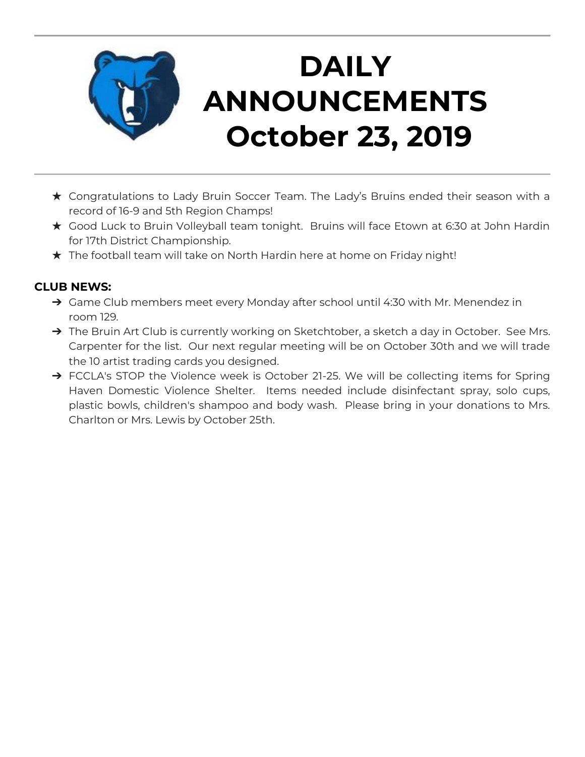# DAILY ANNOUNCEMENTS October 23, 2019

- Congratulations to Lady Bruin Soccer Team. The Lady's Bruins ended their season with a record of 16-9 and 5th Region Champs!
- Good Luck to Bruin Volleyball team tonight. Bruins will face Etown at 6:30 at John Hardin for 17th District Championship.
- The football team will take on North Hardin here at home on Friday night!

**CLUB NEWS:**

- Game Club members meet every Monday after school until 4:30 with Mr. Menendez in room 129.
- The Bruin Art Club is currently working on Sketchtober, a sketch a day in October. See Mrs. Carpenter for the list. Our next regular meeting will be on October 30th and we will trade the 10 artist trading cards you designed.
- FCCLA's STOP the Violence week is October 21-25. We will be collecting items for Spring Haven Domestic Violence Shelter. Items needed include disinfectant spray, solo cups, plastic bowls, children's shampoo and body wash. Please bring in your donations to Mrs. Charlton or Mrs. Lewis by October 25th.